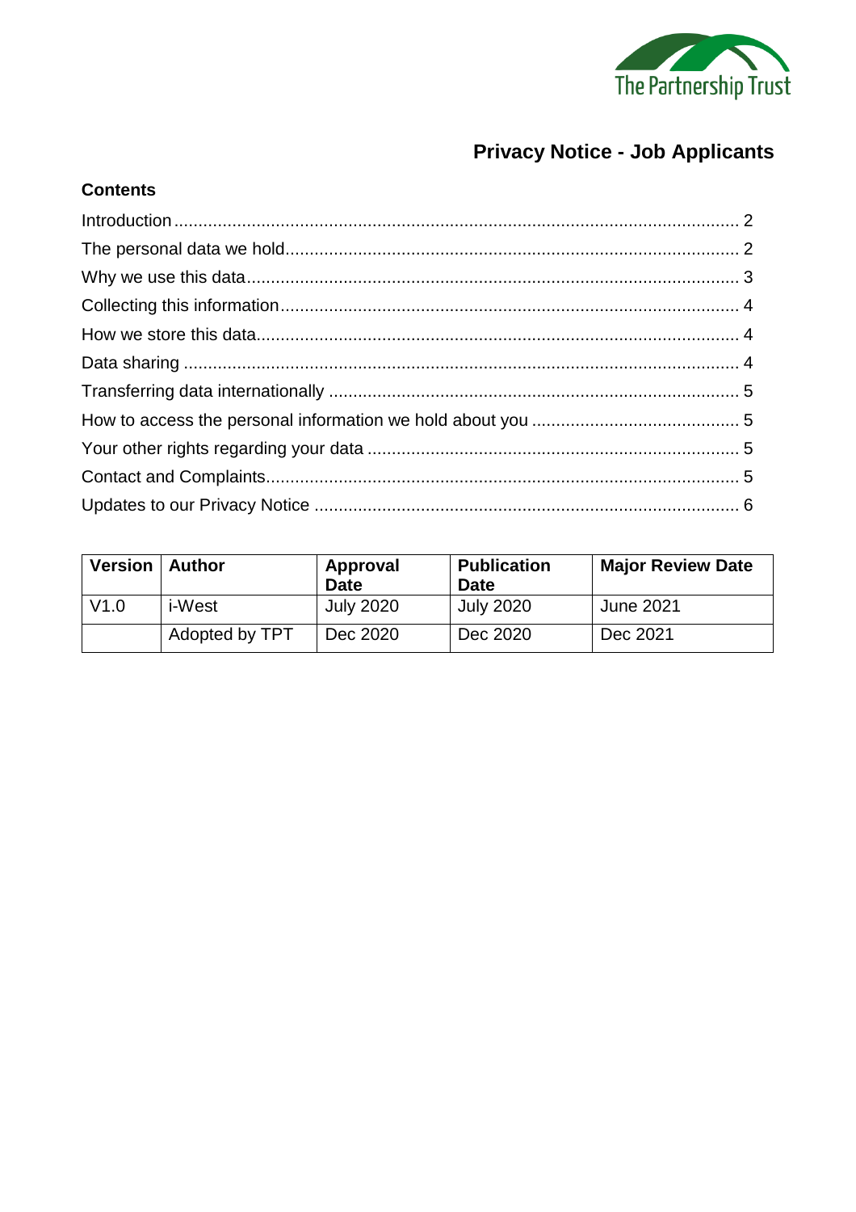The Partnership Trust

# Privacy Notice - Job Applicants

## Contents

Introduction .................................................................................................................. 2
The personal data we hold............................................................................................ 2
Why we use this data.................................................................................................... 3
Collecting this information............................................................................................ 4
How we store this data.................................................................................................. 4
Data sharing .................................................................................................................. 4
Transferring data internationally .................................................................................... 5
How to access the personal information we hold about you .......................................... 5
Your other rights regarding your data ............................................................................ 5
Contact and Complaints................................................................................................. 5
Updates to our Privacy Notice ....................................................................................... 6

| Version | Author | Approval Date | Publication Date | Major Review Date |
| --- | --- | --- | --- | --- |
| V1.0 | i-West | July 2020 | July 2020 | June 2021 |
| | Adopted by TPT | Dec 2020 | Dec 2020 | Dec 2021 |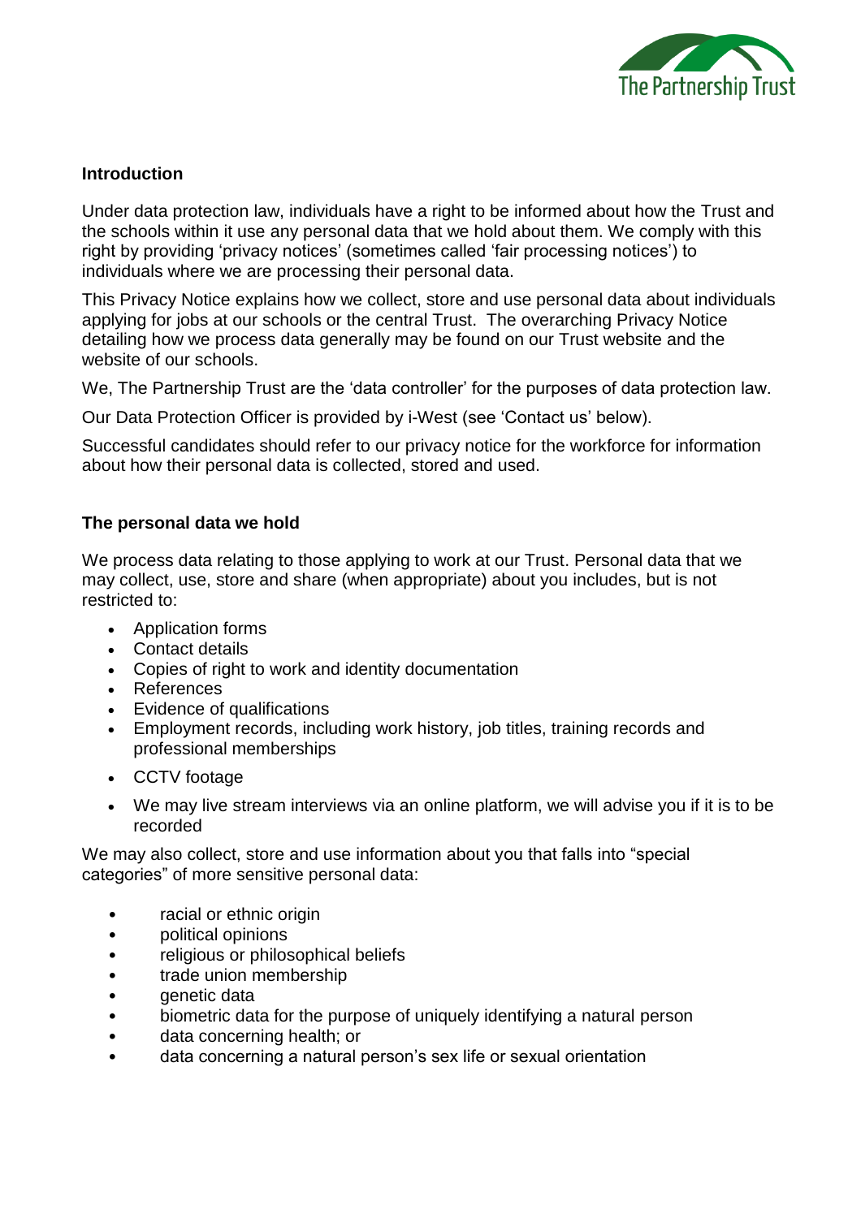## Introduction

Under data protection law, individuals have a right to be informed about how the Trust and the schools within it use any personal data that we hold about them. We comply with this right by providing 'privacy notices' (sometimes called 'fair processing notices') to individuals where we are processing their personal data.

This Privacy Notice explains how we collect, store and use personal data about individuals applying for jobs at our schools or the central Trust. The overarching Privacy Notice detailing how we process data generally may be found on our Trust website and the website of our schools.

We, The Partnership Trust are the 'data controller' for the purposes of data protection law.

Our Data Protection Officer is provided by i-West (see 'Contact us' below).

Successful candidates should refer to our privacy notice for the workforce for information about how their personal data is collected, stored and used.

## The personal data we hold

We process data relating to those applying to work at our Trust. Personal data that we may collect, use, store and share (when appropriate) about you includes, but is not restricted to:

- Application forms
- Contact details
- Copies of right to work and identity documentation
- References
- Evidence of qualifications
- Employment records, including work history, job titles, training records and professional memberships
- CCTV footage
- We may live stream interviews via an online platform, we will advise you if it is to be recorded

We may also collect, store and use information about you that falls into "special categories" of more sensitive personal data:

- racial or ethnic origin
- political opinions
- religious or philosophical beliefs
- trade union membership
- genetic data
- biometric data for the purpose of uniquely identifying a natural person
- data concerning health; or
- data concerning a natural person's sex life or sexual orientation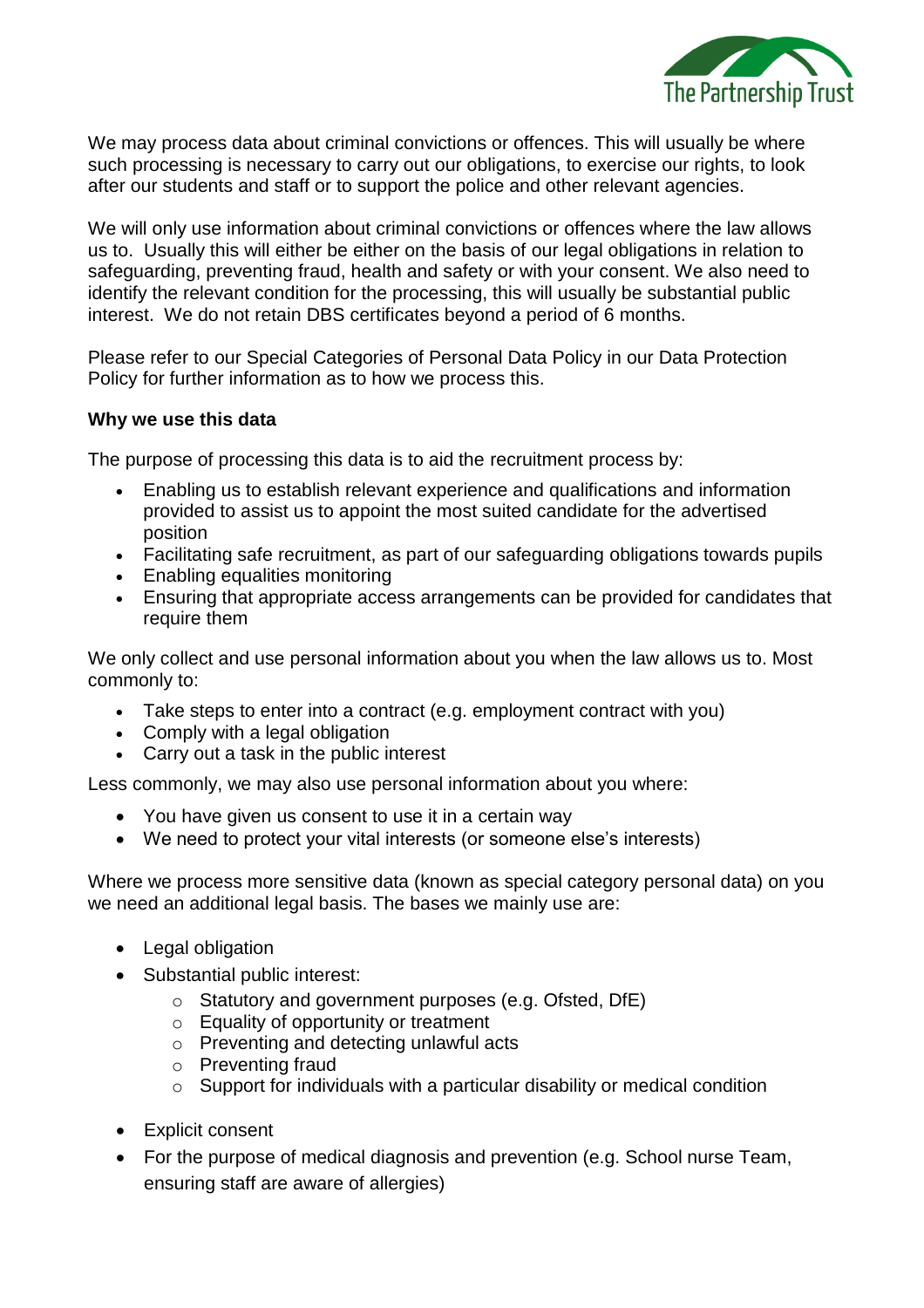We may process data about criminal convictions or offences. This will usually be where such processing is necessary to carry out our obligations, to exercise our rights, to look after our students and staff or to support the police and other relevant agencies.

We will only use information about criminal convictions or offences where the law allows us to. Usually this will either be either on the basis of our legal obligations in relation to safeguarding, preventing fraud, health and safety or with your consent. We also need to identify the relevant condition for the processing, this will usually be substantial public interest. We do not retain DBS certificates beyond a period of 6 months.

Please refer to our Special Categories of Personal Data Policy in our Data Protection Policy for further information as to how we process this.

**Why we use this data**

The purpose of processing this data is to aid the recruitment process by:

- Enabling us to establish relevant experience and qualifications and information provided to assist us to appoint the most suited candidate for the advertised position
- Facilitating safe recruitment, as part of our safeguarding obligations towards pupils
- Enabling equalities monitoring
- Ensuring that appropriate access arrangements can be provided for candidates that require them

We only collect and use personal information about you when the law allows us to. Most commonly to:

- Take steps to enter into a contract (e.g. employment contract with you)
- Comply with a legal obligation
- Carry out a task in the public interest

Less commonly, we may also use personal information about you where:

- You have given us consent to use it in a certain way
- We need to protect your vital interests (or someone else's interests)

Where we process more sensitive data (known as special category personal data) on you we need an additional legal basis. The bases we mainly use are:

- Legal obligation
- Substantial public interest:
  - Statutory and government purposes (e.g. Ofsted, DfE)
  - Equality of opportunity or treatment
  - Preventing and detecting unlawful acts
  - Preventing fraud
  - Support for individuals with a particular disability or medical condition
- Explicit consent
- For the purpose of medical diagnosis and prevention (e.g. School nurse Team, ensuring staff are aware of allergies)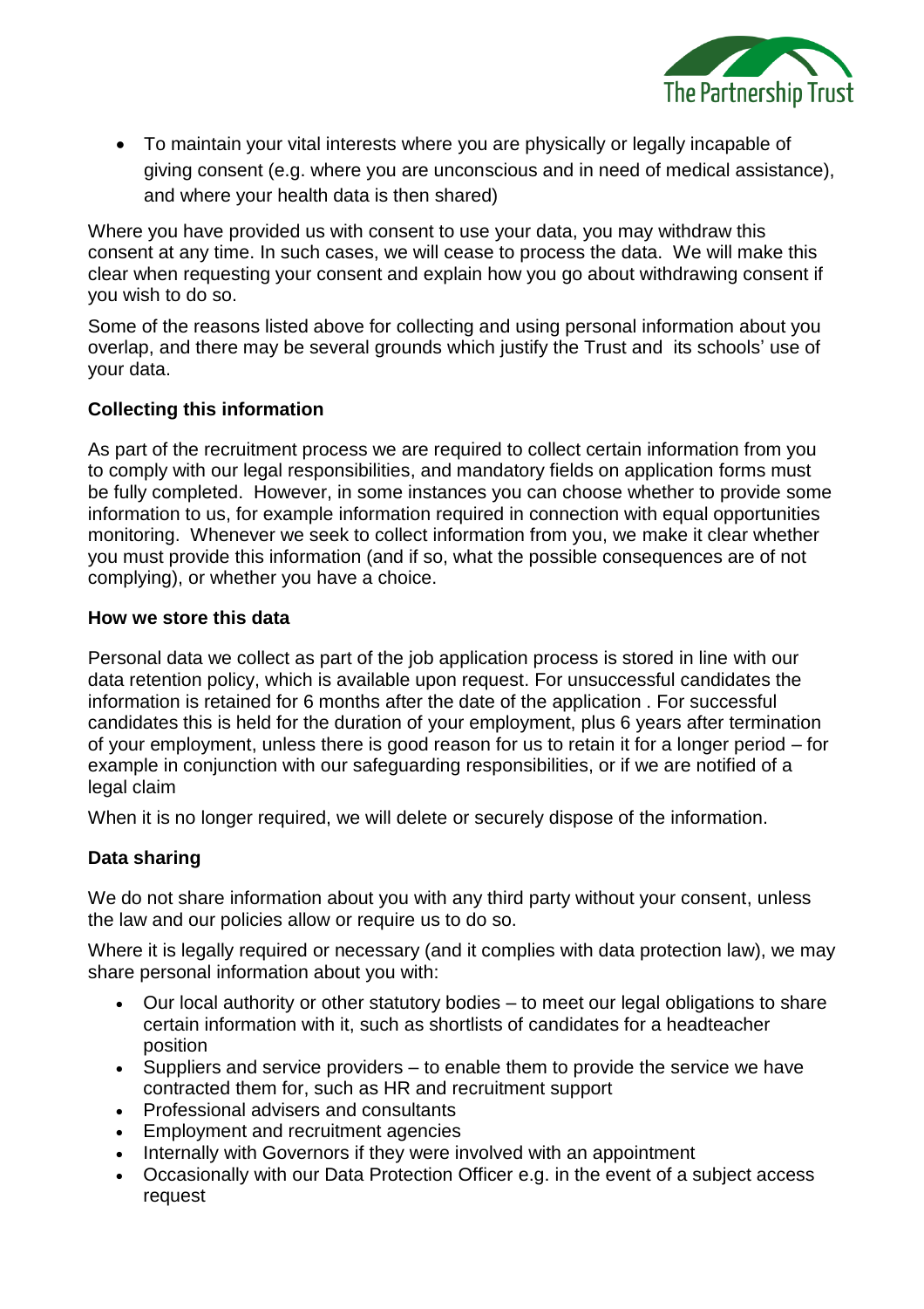- To maintain your vital interests where you are physically or legally incapable of giving consent (e.g. where you are unconscious and in need of medical assistance), and where your health data is then shared)

Where you have provided us with consent to use your data, you may withdraw this consent at any time. In such cases, we will cease to process the data. We will make this clear when requesting your consent and explain how you go about withdrawing consent if you wish to do so.

Some of the reasons listed above for collecting and using personal information about you overlap, and there may be several grounds which justify the Trust and its schools' use of your data.

**Collecting this information**

As part of the recruitment process we are required to collect certain information from you to comply with our legal responsibilities, and mandatory fields on application forms must be fully completed. However, in some instances you can choose whether to provide some information to us, for example information required in connection with equal opportunities monitoring. Whenever we seek to collect information from you, we make it clear whether you must provide this information (and if so, what the possible consequences are of not complying), or whether you have a choice.

**How we store this data**

Personal data we collect as part of the job application process is stored in line with our data retention policy, which is available upon request. For unsuccessful candidates the information is retained for 6 months after the date of the application . For successful candidates this is held for the duration of your employment, plus 6 years after termination of your employment, unless there is good reason for us to retain it for a longer period – for example in conjunction with our safeguarding responsibilities, or if we are notified of a legal claim

When it is no longer required, we will delete or securely dispose of the information.

**Data sharing**

We do not share information about you with any third party without your consent, unless the law and our policies allow or require us to do so.

Where it is legally required or necessary (and it complies with data protection law), we may share personal information about you with:

- Our local authority or other statutory bodies – to meet our legal obligations to share certain information with it, such as shortlists of candidates for a headteacher position
- Suppliers and service providers – to enable them to provide the service we have contracted them for, such as HR and recruitment support
- Professional advisers and consultants
- Employment and recruitment agencies
- Internally with Governors if they were involved with an appointment
- Occasionally with our Data Protection Officer e.g. in the event of a subject access request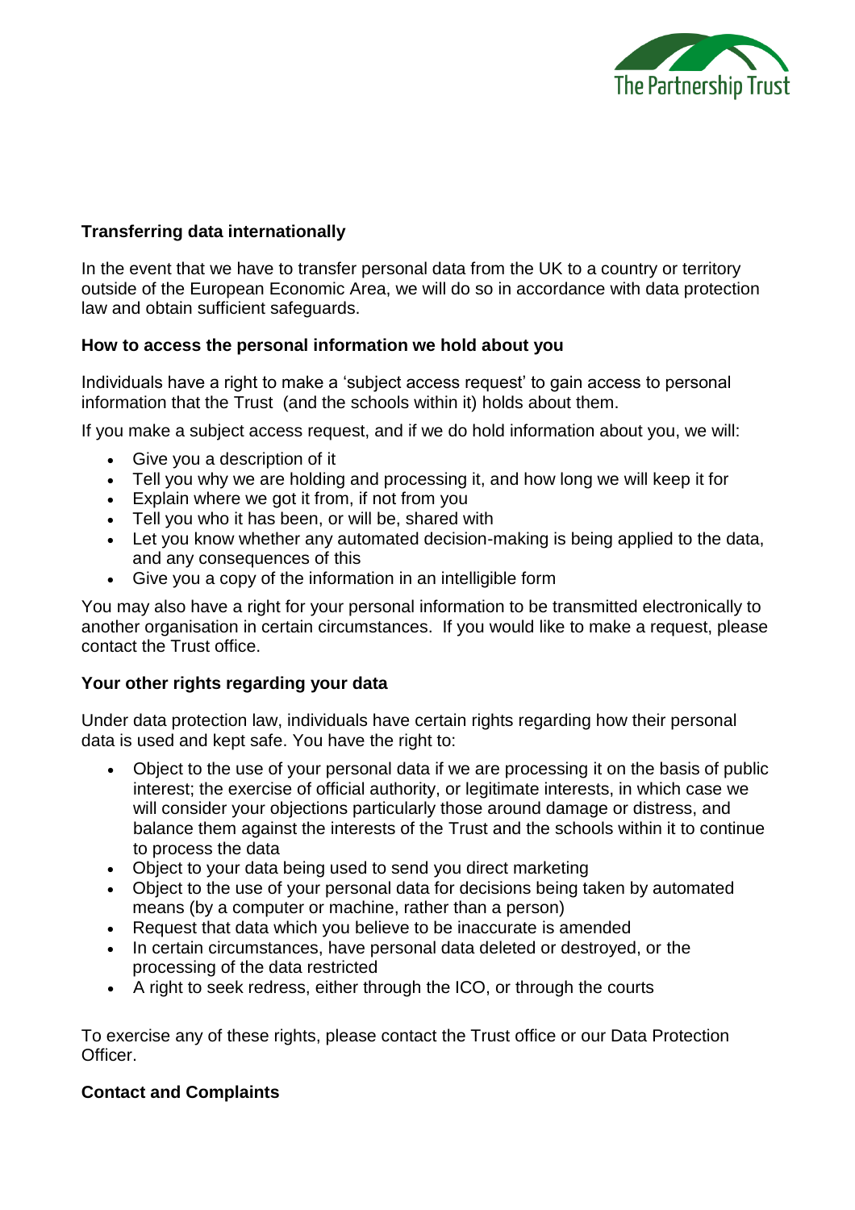### Transferring data internationally

In the event that we have to transfer personal data from the UK to a country or territory outside of the European Economic Area, we will do so in accordance with data protection law and obtain sufficient safeguards.

### How to access the personal information we hold about you

Individuals have a right to make a 'subject access request' to gain access to personal information that the Trust (and the schools within it) holds about them.

If you make a subject access request, and if we do hold information about you, we will:

- Give you a description of it
- Tell you why we are holding and processing it, and how long we will keep it for
- Explain where we got it from, if not from you
- Tell you who it has been, or will be, shared with
- Let you know whether any automated decision-making is being applied to the data, and any consequences of this
- Give you a copy of the information in an intelligible form

You may also have a right for your personal information to be transmitted electronically to another organisation in certain circumstances. If you would like to make a request, please contact the Trust office.

### Your other rights regarding your data

Under data protection law, individuals have certain rights regarding how their personal data is used and kept safe. You have the right to:

- Object to the use of your personal data if we are processing it on the basis of public interest; the exercise of official authority, or legitimate interests, in which case we will consider your objections particularly those around damage or distress, and balance them against the interests of the Trust and the schools within it to continue to process the data
- Object to your data being used to send you direct marketing
- Object to the use of your personal data for decisions being taken by automated means (by a computer or machine, rather than a person)
- Request that data which you believe to be inaccurate is amended
- In certain circumstances, have personal data deleted or destroyed, or the processing of the data restricted
- A right to seek redress, either through the ICO, or through the courts

To exercise any of these rights, please contact the Trust office or our Data Protection Officer.

### Contact and Complaints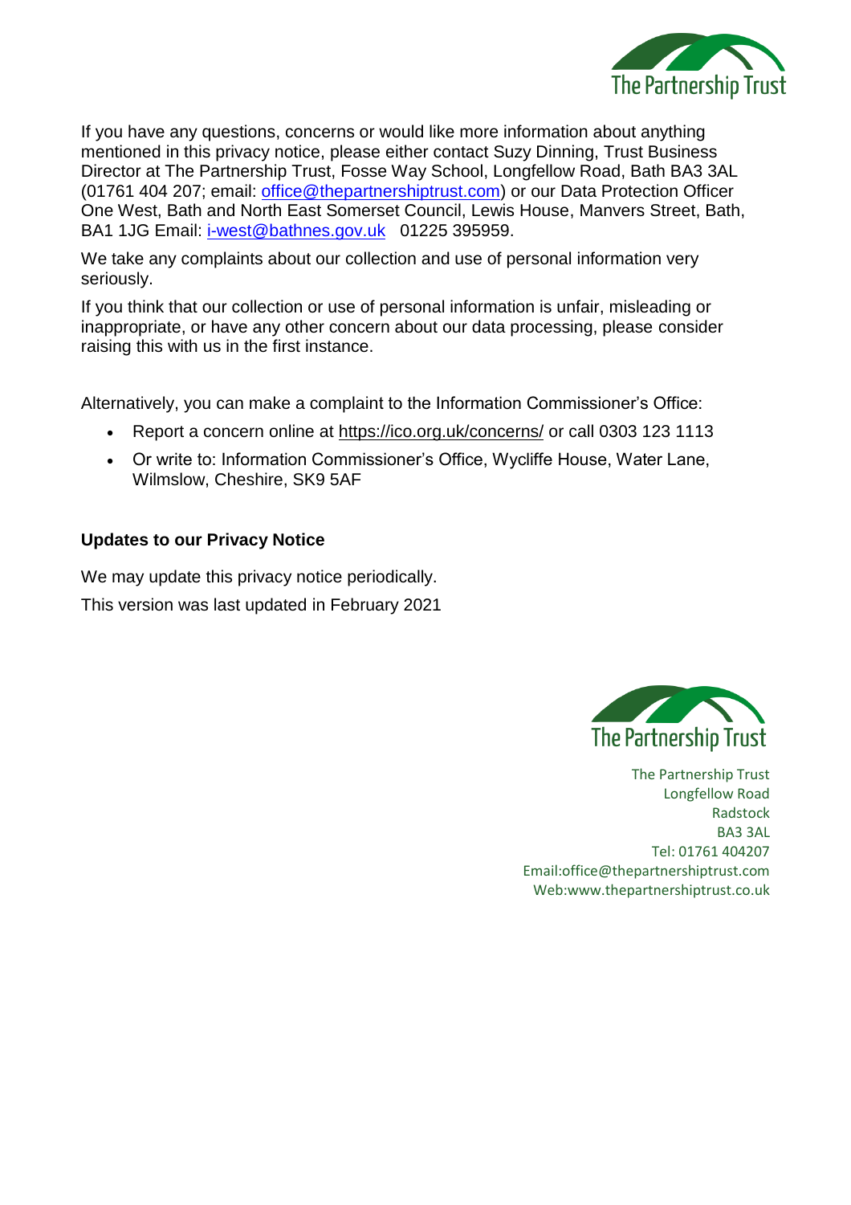If you have any questions, concerns or would like more information about anything mentioned in this privacy notice, please either contact Suzy Dinning, Trust Business Director at The Partnership Trust, Fosse Way School, Longfellow Road, Bath BA3 3AL (01761 404 207; email: office@thepartnershiptrust.com) or our Data Protection Officer One West, Bath and North East Somerset Council, Lewis House, Manvers Street, Bath, BA1 1JG Email: i-west@bathnes.gov.uk 01225 395959.

We take any complaints about our collection and use of personal information very seriously.

If you think that our collection or use of personal information is unfair, misleading or inappropriate, or have any other concern about our data processing, please consider raising this with us in the first instance.

Alternatively, you can make a complaint to the Information Commissioner's Office:

- Report a concern online at https://ico.org.uk/concerns/ or call 0303 123 1113
- Or write to: Information Commissioner's Office, Wycliffe House, Water Lane, Wilmslow, Cheshire, SK9 5AF

**Updates to our Privacy Notice**

We may update this privacy notice periodically.

This version was last updated in February 2021

The Partnership Trust
Longfellow Road
Radstock
BA3 3AL
Tel: 01761 404207
Email:office@thepartnershiptrust.com
Web:www.thepartnershiptrust.co.uk